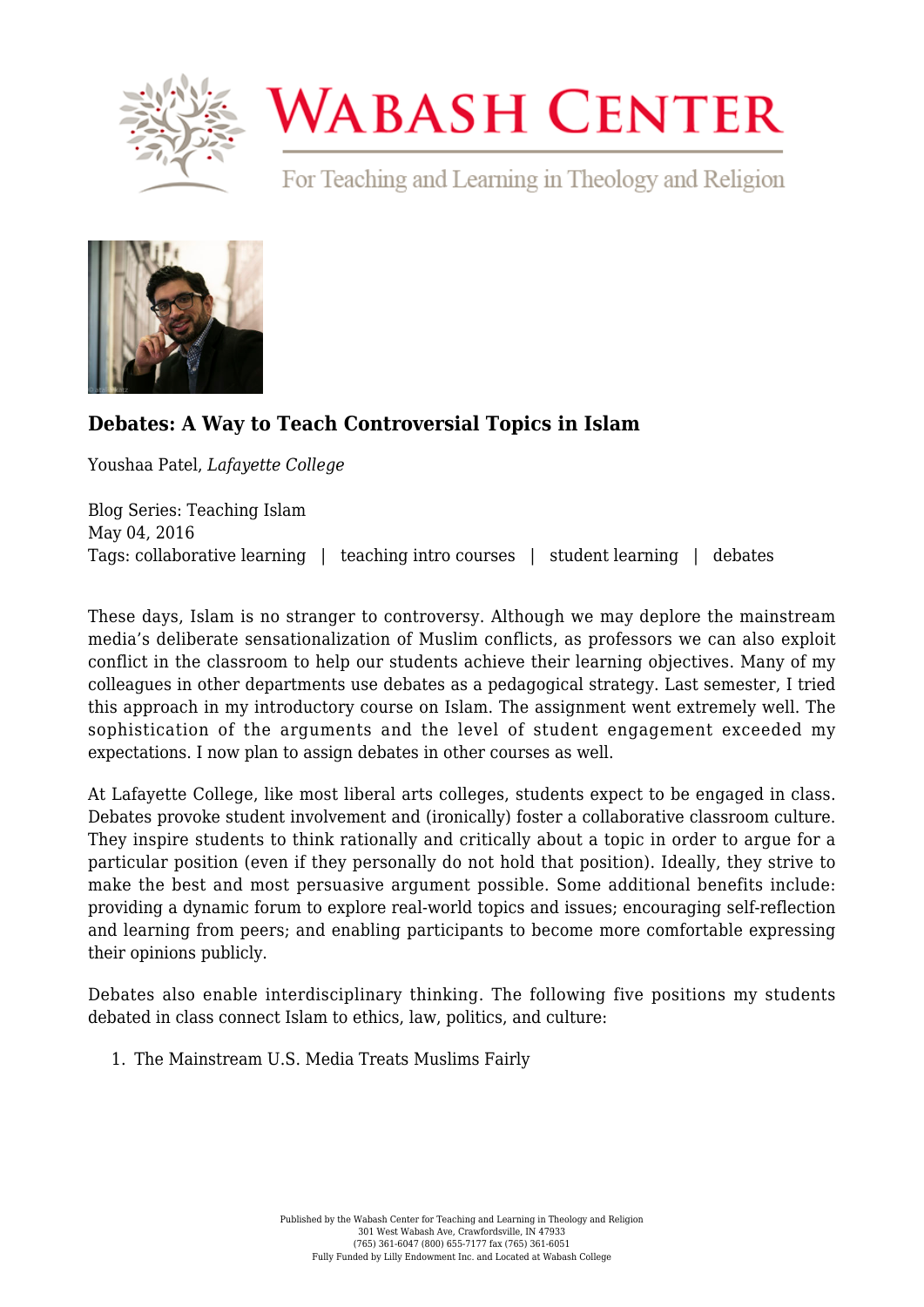# Wabash Center

For Teaching and Learning in Theology and Religion

## Debates: A Way to Teach Controversial Topics in Islam

Youshaa Patel, *Lafayette College*

Blog Series: Teaching Islam
May 04, 2016
Tags: collaborative learning | teaching intro courses | student learning | debates

These days, Islam is no stranger to controversy. Although we may deplore the mainstream media's deliberate sensationalization of Muslim conflicts, as professors we can also exploit conflict in the classroom to help our students achieve their learning objectives. Many of my colleagues in other departments use debates as a pedagogical strategy. Last semester, I tried this approach in my introductory course on Islam. The assignment went extremely well. The sophistication of the arguments and the level of student engagement exceeded my expectations. I now plan to assign debates in other courses as well.

At Lafayette College, like most liberal arts colleges, students expect to be engaged in class. Debates provoke student involvement and (ironically) foster a collaborative classroom culture. They inspire students to think rationally and critically about a topic in order to argue for a particular position (even if they personally do not hold that position). Ideally, they strive to make the best and most persuasive argument possible. Some additional benefits include: providing a dynamic forum to explore real-world topics and issues; encouraging self-reflection and learning from peers; and enabling participants to become more comfortable expressing their opinions publicly.

Debates also enable interdisciplinary thinking. The following five positions my students debated in class connect Islam to ethics, law, politics, and culture:

1. The Mainstream U.S. Media Treats Muslims Fairly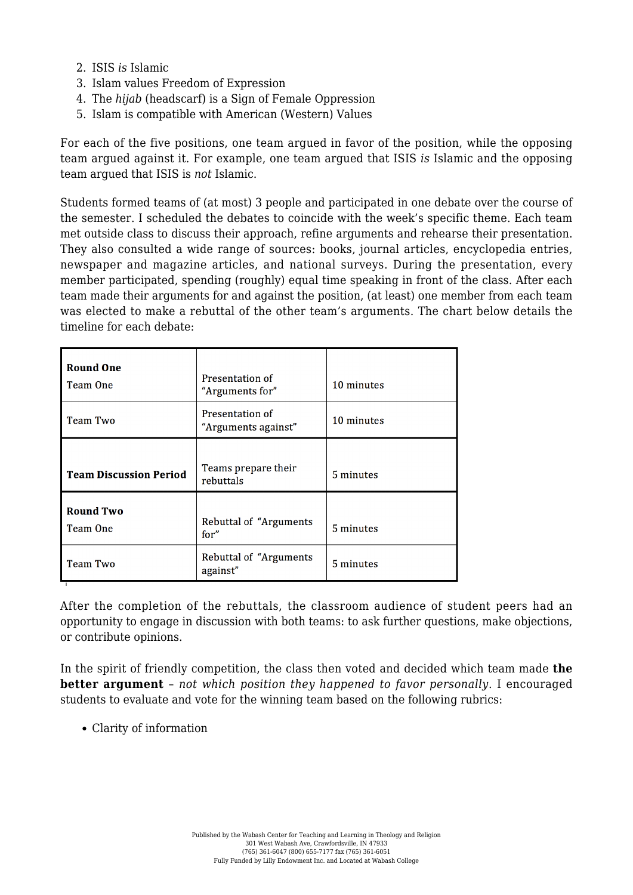2. ISIS *is* Islamic
3. Islam values Freedom of Expression
4. The *hijab* (headscarf) is a Sign of Female Oppression
5. Islam is compatible with American (Western) Values

For each of the five positions, one team argued in favor of the position, while the opposing team argued against it. For example, one team argued that ISIS *is* Islamic and the opposing team argued that ISIS is *not* Islamic.

Students formed teams of (at most) 3 people and participated in one debate over the course of the semester. I scheduled the debates to coincide with the week's specific theme. Each team met outside class to discuss their approach, refine arguments and rehearse their presentation. They also consulted a wide range of sources: books, journal articles, encyclopedia entries, newspaper and magazine articles, and national surveys. During the presentation, every member participated, spending (roughly) equal time speaking in front of the class. After each team made their arguments for and against the position, (at least) one member from each team was elected to make a rebuttal of the other team's arguments. The chart below details the timeline for each debate:

| | | |
|---|---|---|
| **Round One**<br>Team One | Presentation of "Arguments for" | 10 minutes |
| Team Two | Presentation of "Arguments against" | 10 minutes |
| **Team Discussion Period** | Teams prepare their rebuttals | 5 minutes |
| **Round Two**<br>Team One | Rebuttal of "Arguments for" | 5 minutes |
| Team Two | Rebuttal of "Arguments against" | 5 minutes |

After the completion of the rebuttals, the classroom audience of student peers had an opportunity to engage in discussion with both teams: to ask further questions, make objections, or contribute opinions.

In the spirit of friendly competition, the class then voted and decided which team made **the better argument** – *not which position they happened to favor personally*. I encouraged students to evaluate and vote for the winning team based on the following rubrics:

- Clarity of information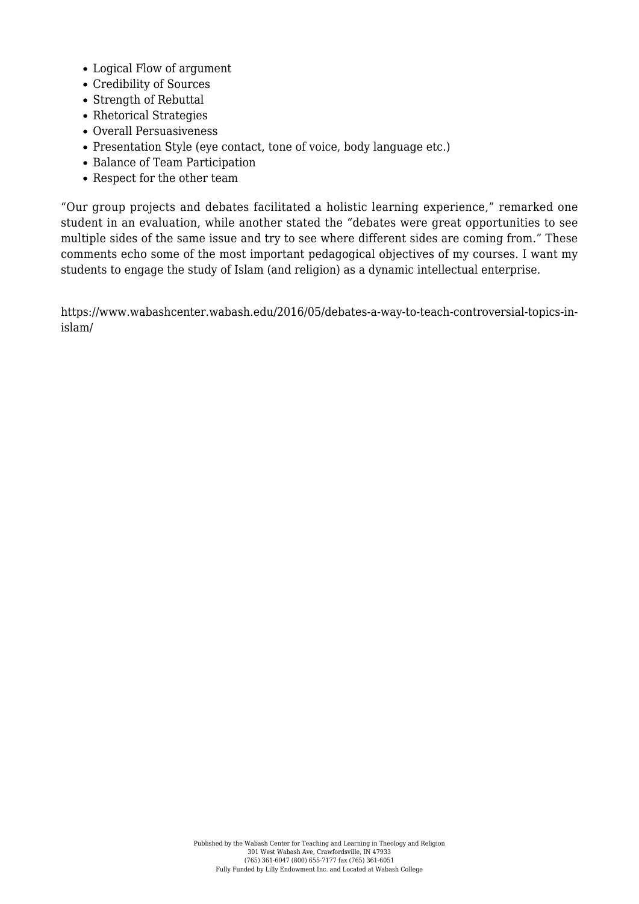- Logical Flow of argument
- Credibility of Sources
- Strength of Rebuttal
- Rhetorical Strategies
- Overall Persuasiveness
- Presentation Style (eye contact, tone of voice, body language etc.)
- Balance of Team Participation
- Respect for the other team

"Our group projects and debates facilitated a holistic learning experience," remarked one student in an evaluation, while another stated the "debates were great opportunities to see multiple sides of the same issue and try to see where different sides are coming from." These comments echo some of the most important pedagogical objectives of my courses. I want my students to engage the study of Islam (and religion) as a dynamic intellectual enterprise.

https://www.wabashcenter.wabash.edu/2016/05/debates-a-way-to-teach-controversial-topics-in-islam/